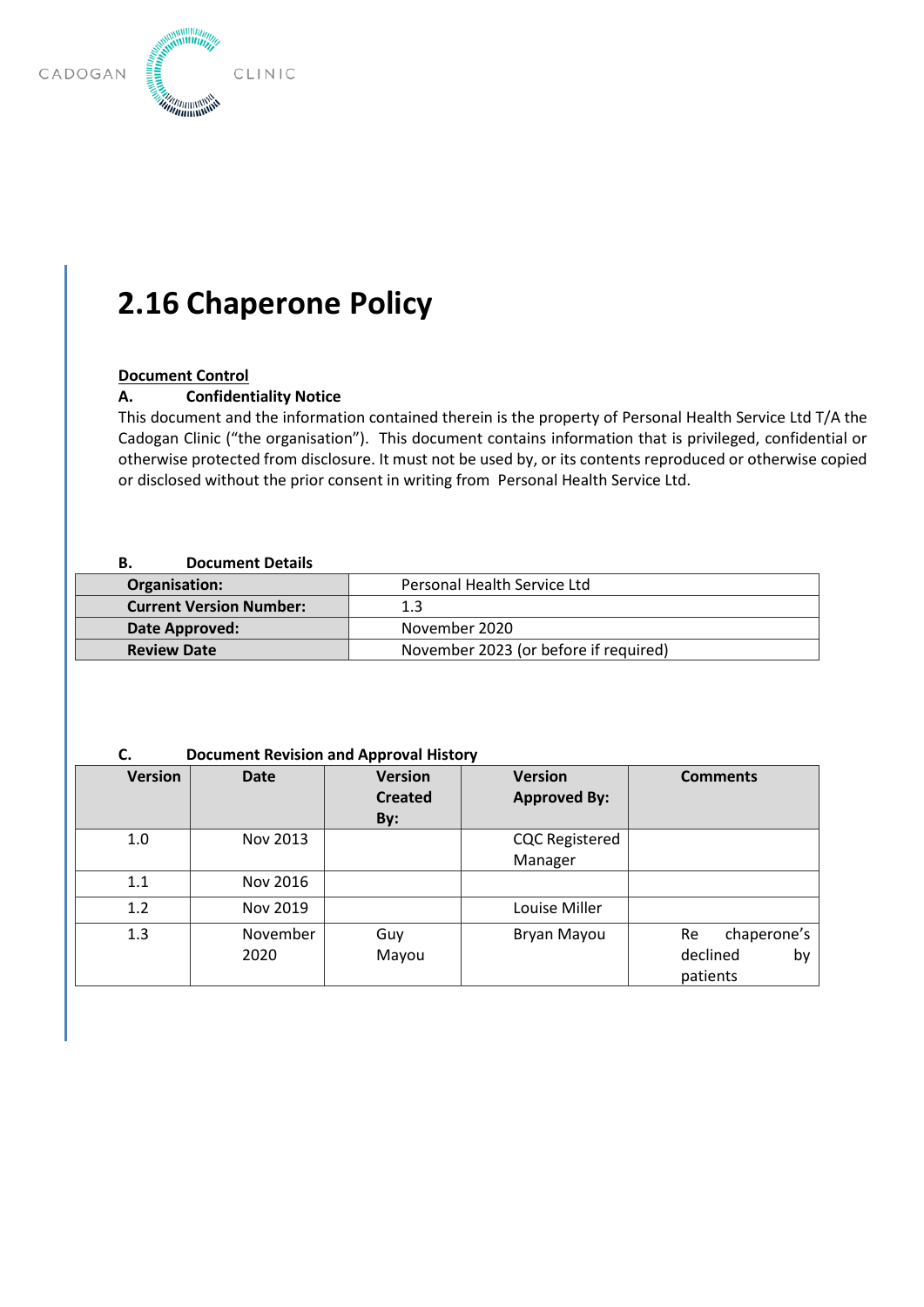CADOGAN CLINIC

# 2.16 Chaperone Policy

**Document Control**

**A. Confidentiality Notice**

This document and the information contained therein is the property of Personal Health Service Ltd T/A the Cadogan Clinic ("the organisation"). This document contains information that is privileged, confidential or otherwise protected from disclosure. It must not be used by, or its contents reproduced or otherwise copied or disclosed without the prior consent in writing from Personal Health Service Ltd.

**B. Document Details**

| | |
|---|---|
| **Organisation:** | Personal Health Service Ltd |
| **Current Version Number:** | 1.3 |
| **Date Approved:** | November 2020 |
| **Review Date** | November 2023 (or before if required) |

**C. Document Revision and Approval History**

| Version | Date | Version Created By: | Version Approved By: | Comments |
|---|---|---|---|---|
| 1.0 | Nov 2013 | | CQC Registered Manager | |
| 1.1 | Nov 2016 | | | |
| 1.2 | Nov 2019 | | Louise Miller | |
| 1.3 | November 2020 | Guy Mayou | Bryan Mayou | Re chaperone's declined by patients |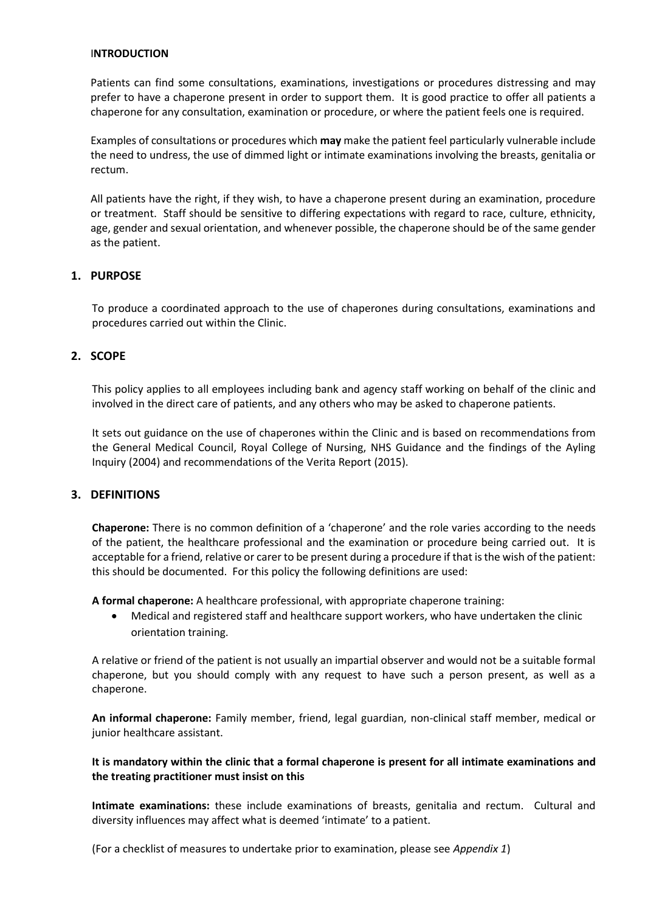## INTRODUCTION

Patients can find some consultations, examinations, investigations or procedures distressing and may prefer to have a chaperone present in order to support them. It is good practice to offer all patients a chaperone for any consultation, examination or procedure, or where the patient feels one is required.

Examples of consultations or procedures which **may** make the patient feel particularly vulnerable include the need to undress, the use of dimmed light or intimate examinations involving the breasts, genitalia or rectum.

All patients have the right, if they wish, to have a chaperone present during an examination, procedure or treatment. Staff should be sensitive to differing expectations with regard to race, culture, ethnicity, age, gender and sexual orientation, and whenever possible, the chaperone should be of the same gender as the patient.

## 1. PURPOSE

To produce a coordinated approach to the use of chaperones during consultations, examinations and procedures carried out within the Clinic.

## 2. SCOPE

This policy applies to all employees including bank and agency staff working on behalf of the clinic and involved in the direct care of patients, and any others who may be asked to chaperone patients.

It sets out guidance on the use of chaperones within the Clinic and is based on recommendations from the General Medical Council, Royal College of Nursing, NHS Guidance and the findings of the Ayling Inquiry (2004) and recommendations of the Verita Report (2015).

## 3. DEFINITIONS

**Chaperone:** There is no common definition of a 'chaperone' and the role varies according to the needs of the patient, the healthcare professional and the examination or procedure being carried out. It is acceptable for a friend, relative or carer to be present during a procedure if that is the wish of the patient: this should be documented. For this policy the following definitions are used:

**A formal chaperone:** A healthcare professional, with appropriate chaperone training:

- Medical and registered staff and healthcare support workers, who have undertaken the clinic orientation training.

A relative or friend of the patient is not usually an impartial observer and would not be a suitable formal chaperone, but you should comply with any request to have such a person present, as well as a chaperone.

**An informal chaperone:** Family member, friend, legal guardian, non-clinical staff member, medical or junior healthcare assistant.

**It is mandatory within the clinic that a formal chaperone is present for all intimate examinations and the treating practitioner must insist on this**

**Intimate examinations:** these include examinations of breasts, genitalia and rectum. Cultural and diversity influences may affect what is deemed 'intimate' to a patient.

(For a checklist of measures to undertake prior to examination, please see *Appendix 1*)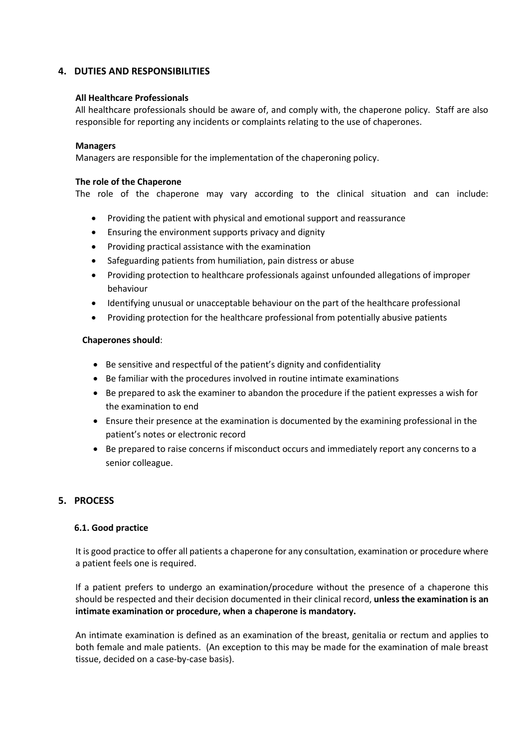## 4. DUTIES AND RESPONSIBILITIES

**All Healthcare Professionals**

All healthcare professionals should be aware of, and comply with, the chaperone policy. Staff are also responsible for reporting any incidents or complaints relating to the use of chaperones.

**Managers**

Managers are responsible for the implementation of the chaperoning policy.

**The role of the Chaperone**

The role of the chaperone may vary according to the clinical situation and can include:

- Providing the patient with physical and emotional support and reassurance
- Ensuring the environment supports privacy and dignity
- Providing practical assistance with the examination
- Safeguarding patients from humiliation, pain distress or abuse
- Providing protection to healthcare professionals against unfounded allegations of improper behaviour
- Identifying unusual or unacceptable behaviour on the part of the healthcare professional
- Providing protection for the healthcare professional from potentially abusive patients

**Chaperones should**:

- Be sensitive and respectful of the patient's dignity and confidentiality
- Be familiar with the procedures involved in routine intimate examinations
- Be prepared to ask the examiner to abandon the procedure if the patient expresses a wish for the examination to end
- Ensure their presence at the examination is documented by the examining professional in the patient's notes or electronic record
- Be prepared to raise concerns if misconduct occurs and immediately report any concerns to a senior colleague.

## 5. PROCESS

### 6.1. Good practice

It is good practice to offer all patients a chaperone for any consultation, examination or procedure where a patient feels one is required.

If a patient prefers to undergo an examination/procedure without the presence of a chaperone this should be respected and their decision documented in their clinical record, **unless the examination is an intimate examination or procedure, when a chaperone is mandatory.**

An intimate examination is defined as an examination of the breast, genitalia or rectum and applies to both female and male patients. (An exception to this may be made for the examination of male breast tissue, decided on a case-by-case basis).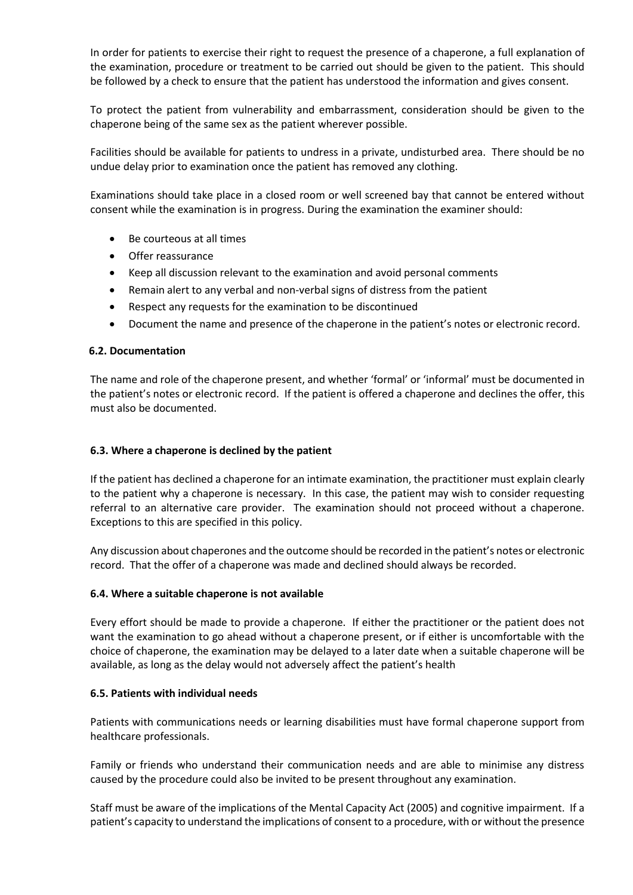In order for patients to exercise their right to request the presence of a chaperone, a full explanation of the examination, procedure or treatment to be carried out should be given to the patient. This should be followed by a check to ensure that the patient has understood the information and gives consent.

To protect the patient from vulnerability and embarrassment, consideration should be given to the chaperone being of the same sex as the patient wherever possible.

Facilities should be available for patients to undress in a private, undisturbed area. There should be no undue delay prior to examination once the patient has removed any clothing.

Examinations should take place in a closed room or well screened bay that cannot be entered without consent while the examination is in progress. During the examination the examiner should:

- Be courteous at all times
- Offer reassurance
- Keep all discussion relevant to the examination and avoid personal comments
- Remain alert to any verbal and non-verbal signs of distress from the patient
- Respect any requests for the examination to be discontinued
- Document the name and presence of the chaperone in the patient's notes or electronic record.

### 6.2. Documentation

The name and role of the chaperone present, and whether 'formal' or 'informal' must be documented in the patient's notes or electronic record. If the patient is offered a chaperone and declines the offer, this must also be documented.

### 6.3. Where a chaperone is declined by the patient

If the patient has declined a chaperone for an intimate examination, the practitioner must explain clearly to the patient why a chaperone is necessary. In this case, the patient may wish to consider requesting referral to an alternative care provider. The examination should not proceed without a chaperone. Exceptions to this are specified in this policy.

Any discussion about chaperones and the outcome should be recorded in the patient's notes or electronic record. That the offer of a chaperone was made and declined should always be recorded.

### 6.4. Where a suitable chaperone is not available

Every effort should be made to provide a chaperone. If either the practitioner or the patient does not want the examination to go ahead without a chaperone present, or if either is uncomfortable with the choice of chaperone, the examination may be delayed to a later date when a suitable chaperone will be available, as long as the delay would not adversely affect the patient's health

### 6.5. Patients with individual needs

Patients with communications needs or learning disabilities must have formal chaperone support from healthcare professionals.

Family or friends who understand their communication needs and are able to minimise any distress caused by the procedure could also be invited to be present throughout any examination.

Staff must be aware of the implications of the Mental Capacity Act (2005) and cognitive impairment. If a patient's capacity to understand the implications of consent to a procedure, with or without the presence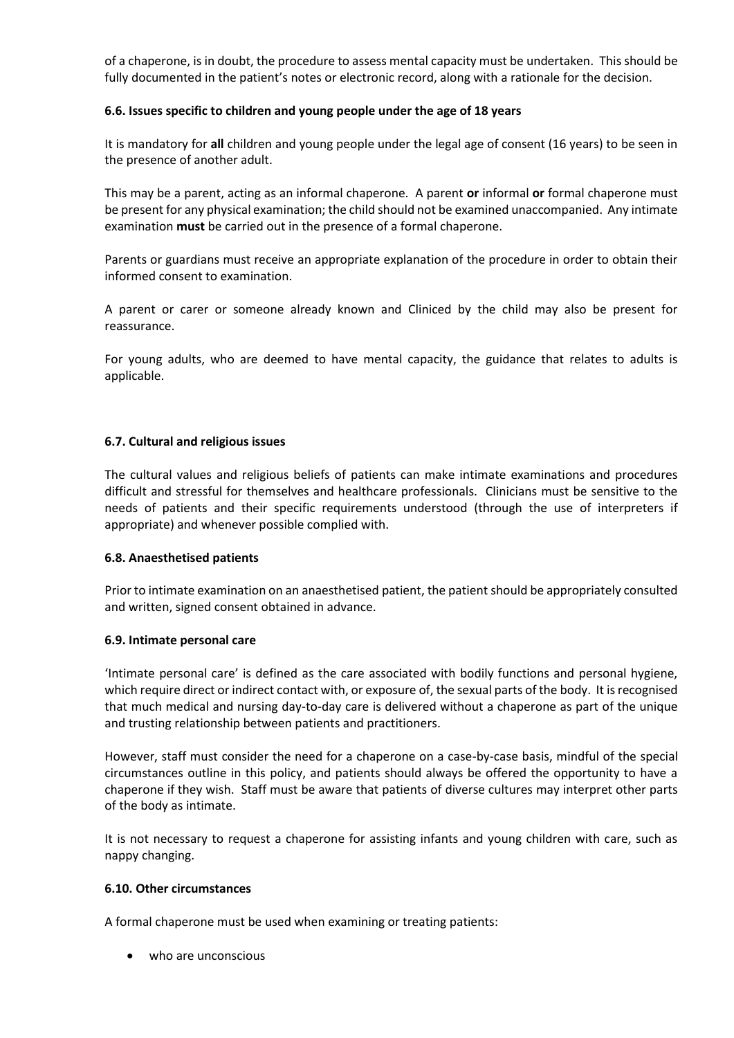of a chaperone, is in doubt, the procedure to assess mental capacity must be undertaken. This should be fully documented in the patient's notes or electronic record, along with a rationale for the decision.

### 6.6. Issues specific to children and young people under the age of 18 years

It is mandatory for **all** children and young people under the legal age of consent (16 years) to be seen in the presence of another adult.

This may be a parent, acting as an informal chaperone. A parent **or** informal **or** formal chaperone must be present for any physical examination; the child should not be examined unaccompanied. Any intimate examination **must** be carried out in the presence of a formal chaperone.

Parents or guardians must receive an appropriate explanation of the procedure in order to obtain their informed consent to examination.

A parent or carer or someone already known and Cliniced by the child may also be present for reassurance.

For young adults, who are deemed to have mental capacity, the guidance that relates to adults is applicable.

### 6.7. Cultural and religious issues

The cultural values and religious beliefs of patients can make intimate examinations and procedures difficult and stressful for themselves and healthcare professionals. Clinicians must be sensitive to the needs of patients and their specific requirements understood (through the use of interpreters if appropriate) and whenever possible complied with.

### 6.8. Anaesthetised patients

Prior to intimate examination on an anaesthetised patient, the patient should be appropriately consulted and written, signed consent obtained in advance.

### 6.9. Intimate personal care

'Intimate personal care' is defined as the care associated with bodily functions and personal hygiene, which require direct or indirect contact with, or exposure of, the sexual parts of the body. It is recognised that much medical and nursing day-to-day care is delivered without a chaperone as part of the unique and trusting relationship between patients and practitioners.

However, staff must consider the need for a chaperone on a case-by-case basis, mindful of the special circumstances outline in this policy, and patients should always be offered the opportunity to have a chaperone if they wish. Staff must be aware that patients of diverse cultures may interpret other parts of the body as intimate.

It is not necessary to request a chaperone for assisting infants and young children with care, such as nappy changing.

### 6.10. Other circumstances

A formal chaperone must be used when examining or treating patients:

- who are unconscious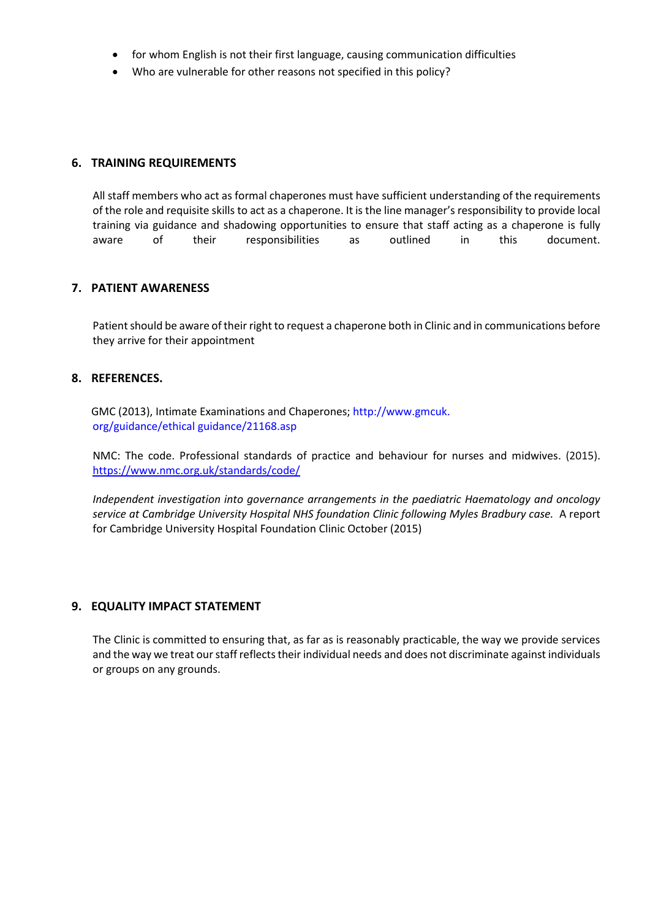- for whom English is not their first language, causing communication difficulties
- Who are vulnerable for other reasons not specified in this policy?

## 6. TRAINING REQUIREMENTS

All staff members who act as formal chaperones must have sufficient understanding of the requirements of the role and requisite skills to act as a chaperone. It is the line manager's responsibility to provide local training via guidance and shadowing opportunities to ensure that staff acting as a chaperone is fully aware of their responsibilities as outlined in this document.

## 7. PATIENT AWARENESS

Patient should be aware of their right to request a chaperone both in Clinic and in communications before they arrive for their appointment

## 8. REFERENCES.

GMC (2013), Intimate Examinations and Chaperones; http://www.gmcuk.org/guidance/ethical guidance/21168.asp

NMC: The code. Professional standards of practice and behaviour for nurses and midwives. (2015). https://www.nmc.org.uk/standards/code/

*Independent investigation into governance arrangements in the paediatric Haematology and oncology service at Cambridge University Hospital NHS foundation Clinic following Myles Bradbury case.* A report for Cambridge University Hospital Foundation Clinic October (2015)

## 9. EQUALITY IMPACT STATEMENT

The Clinic is committed to ensuring that, as far as is reasonably practicable, the way we provide services and the way we treat our staff reflects their individual needs and does not discriminate against individuals or groups on any grounds.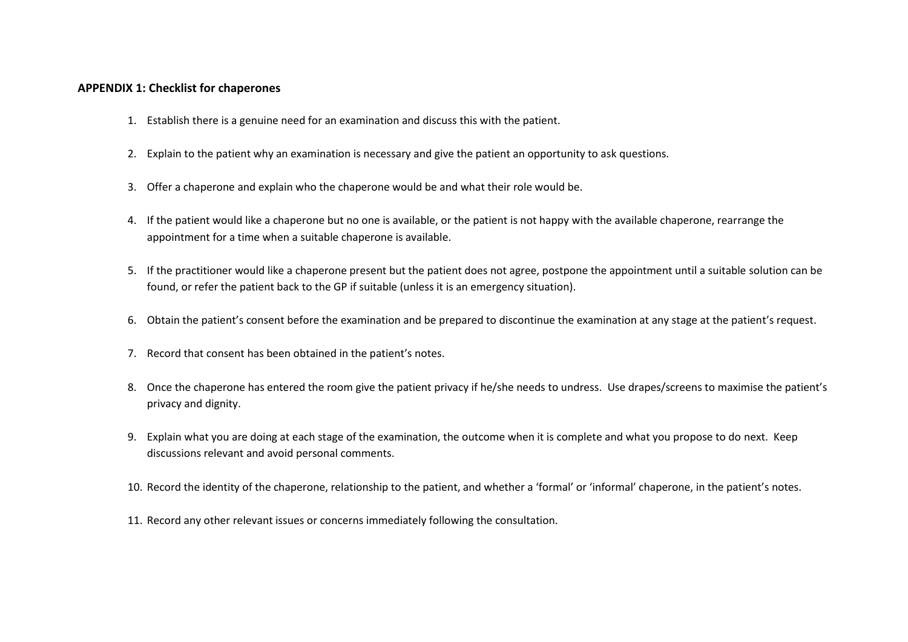**APPENDIX 1: Checklist for chaperones**

1. Establish there is a genuine need for an examination and discuss this with the patient.

2. Explain to the patient why an examination is necessary and give the patient an opportunity to ask questions.

3. Offer a chaperone and explain who the chaperone would be and what their role would be.

4. If the patient would like a chaperone but no one is available, or the patient is not happy with the available chaperone, rearrange the appointment for a time when a suitable chaperone is available.

5. If the practitioner would like a chaperone present but the patient does not agree, postpone the appointment until a suitable solution can be found, or refer the patient back to the GP if suitable (unless it is an emergency situation).

6. Obtain the patient's consent before the examination and be prepared to discontinue the examination at any stage at the patient's request.

7. Record that consent has been obtained in the patient's notes.

8. Once the chaperone has entered the room give the patient privacy if he/she needs to undress. Use drapes/screens to maximise the patient's privacy and dignity.

9. Explain what you are doing at each stage of the examination, the outcome when it is complete and what you propose to do next. Keep discussions relevant and avoid personal comments.

10. Record the identity of the chaperone, relationship to the patient, and whether a 'formal' or 'informal' chaperone, in the patient's notes.

11. Record any other relevant issues or concerns immediately following the consultation.